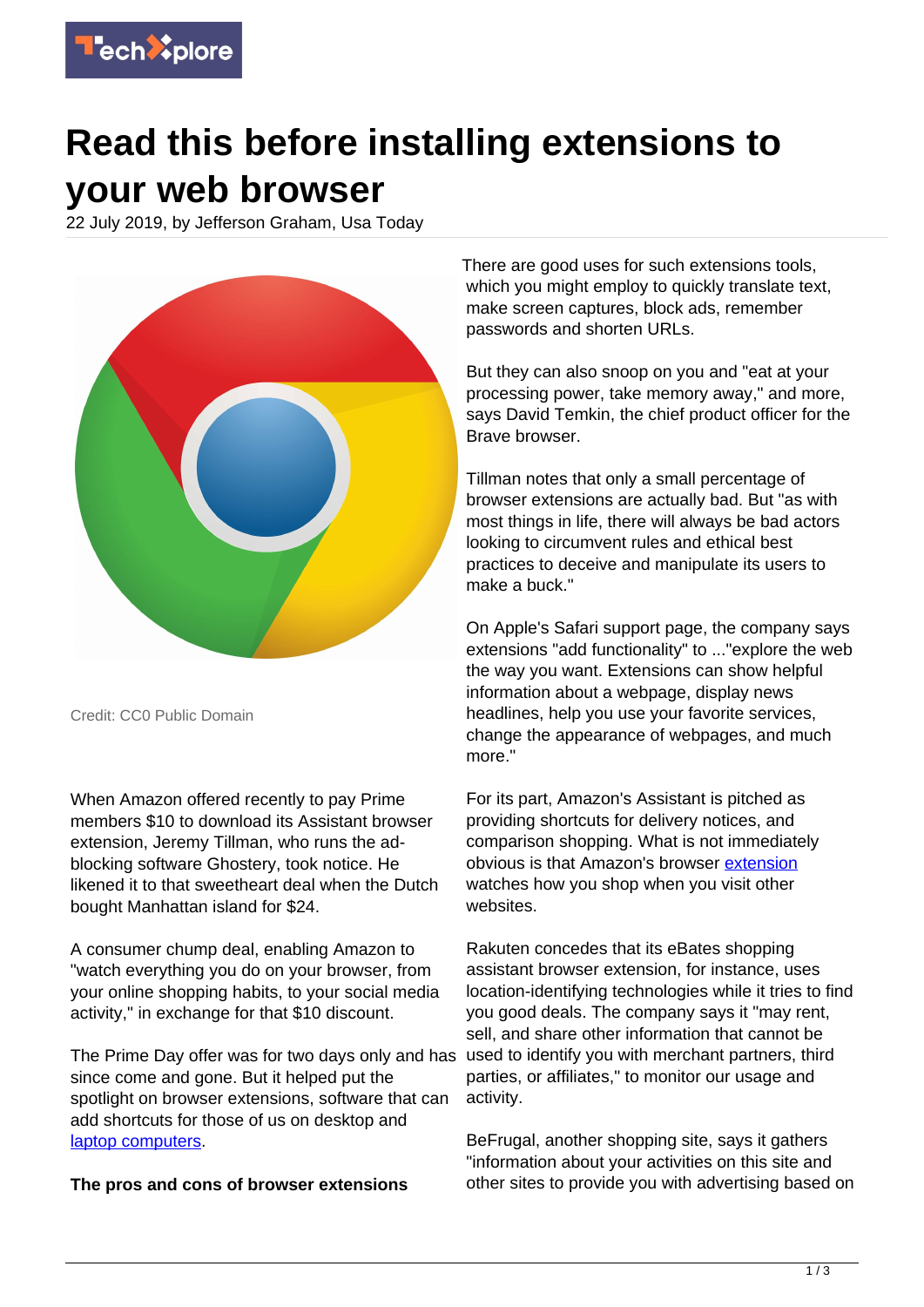# Read this before installing extensions to your web browser

22 July 2019, by Jefferson Graham, Usa Today

Credit: CC0 Public Domain

When Amazon offered recently to pay Prime members $10 to download its Assistant browser extension, Jeremy Tillman, who runs the ad-blocking software Ghostery, took notice. He likened it to that sweetheart deal when the Dutch bought Manhattan island for $24.

A consumer chump deal, enabling Amazon to "watch everything you do on your browser, from your online shopping habits, to your social media activity," in exchange for that $10 discount.

The Prime Day offer was for two days only and has since come and gone. But it helped put the spotlight on browser extensions, software that can add shortcuts for those of us on desktop and laptop computers.

**The pros and cons of browser extensions**

There are good uses for such extensions tools, which you might employ to quickly translate text, make screen captures, block ads, remember passwords and shorten URLs.

But they can also snoop on you and "eat at your processing power, take memory away," and more, says David Temkin, the chief product officer for the Brave browser.

Tillman notes that only a small percentage of browser extensions are actually bad. But "as with most things in life, there will always be bad actors looking to circumvent rules and ethical best practices to deceive and manipulate its users to make a buck."

On Apple's Safari support page, the company says extensions "add functionality" to ..."explore the web the way you want. Extensions can show helpful information about a webpage, display news headlines, help you use your favorite services, change the appearance of webpages, and much more."

For its part, Amazon's Assistant is pitched as providing shortcuts for delivery notices, and comparison shopping. What is not immediately obvious is that Amazon's browser extension watches how you shop when you visit other websites.

Rakuten concedes that its eBates shopping assistant browser extension, for instance, uses location-identifying technologies while it tries to find you good deals. The company says it "may rent, sell, and share other information that cannot be used to identify you with merchant partners, third parties, or affiliates," to monitor our usage and activity.

BeFrugal, another shopping site, says it gathers "information about your activities on this site and other sites to provide you with advertising based on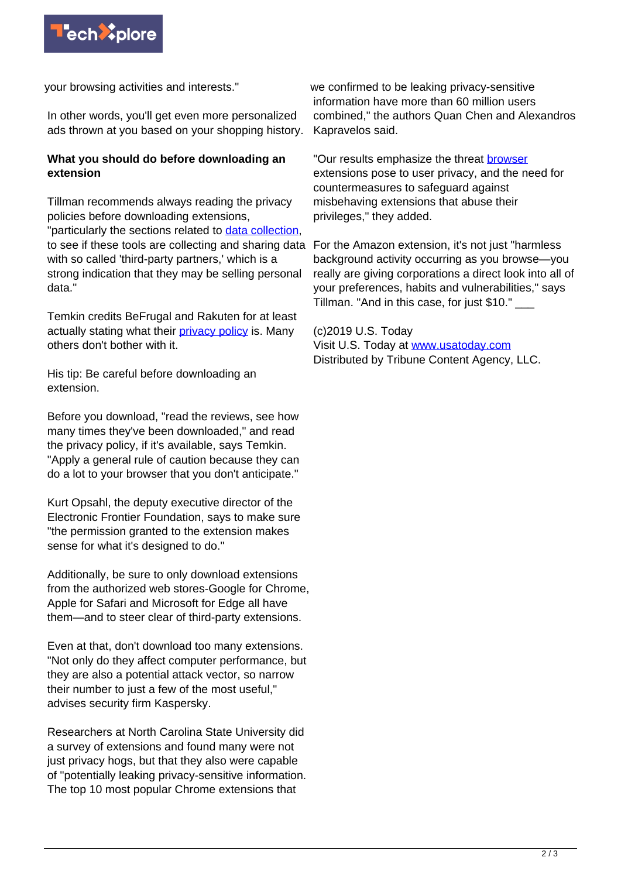your browsing activities and interests."

In other words, you'll get even more personalized ads thrown at you based on your shopping history.

**What you should do before downloading an extension**

Tillman recommends always reading the privacy policies before downloading extensions, "particularly the sections related to data collection, to see if these tools are collecting and sharing data with so called 'third-party partners,' which is a strong indication that they may be selling personal data."

Temkin credits BeFrugal and Rakuten for at least actually stating what their privacy policy is. Many others don't bother with it.

His tip: Be careful before downloading an extension.

Before you download, "read the reviews, see how many times they've been downloaded," and read the privacy policy, if it's available, says Temkin. "Apply a general rule of caution because they can do a lot to your browser that you don't anticipate."

Kurt Opsahl, the deputy executive director of the Electronic Frontier Foundation, says to make sure "the permission granted to the extension makes sense for what it's designed to do."

Additionally, be sure to only download extensions from the authorized web stores-Google for Chrome, Apple for Safari and Microsoft for Edge all have them—and to steer clear of third-party extensions.

Even at that, don't download too many extensions. "Not only do they affect computer performance, but they are also a potential attack vector, so narrow their number to just a few of the most useful," advises security firm Kaspersky.

Researchers at North Carolina State University did a survey of extensions and found many were not just privacy hogs, but that they also were capable of "potentially leaking privacy-sensitive information. The top 10 most popular Chrome extensions that we confirmed to be leaking privacy-sensitive information have more than 60 million users combined," the authors Quan Chen and Alexandros Kapravelos said.

"Our results emphasize the threat browser extensions pose to user privacy, and the need for countermeasures to safeguard against misbehaving extensions that abuse their privileges," they added.

For the Amazon extension, it's not just "harmless background activity occurring as you browse—you really are giving corporations a direct look into all of your preferences, habits and vulnerabilities," says Tillman. "And in this case, for just $10." ___

(c)2019 U.S. Today
Visit U.S. Today at www.usatoday.com
Distributed by Tribune Content Agency, LLC.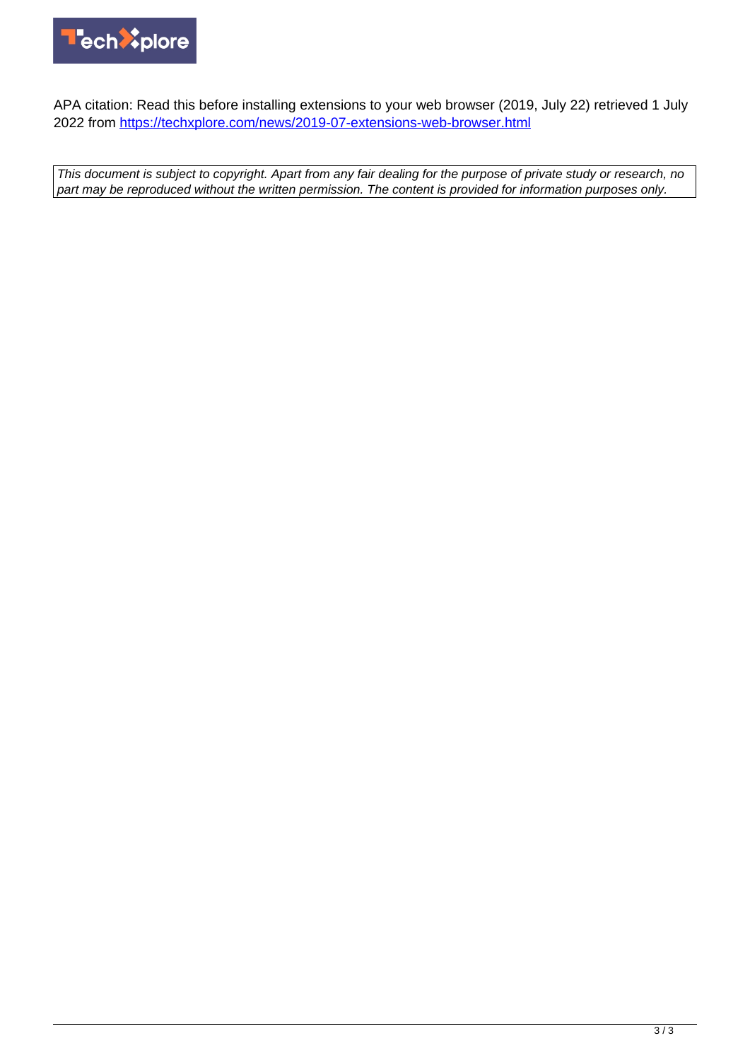APA citation: Read this before installing extensions to your web browser (2019, July 22) retrieved 1 July 2022 from https://techxplore.com/news/2019-07-extensions-web-browser.html

*This document is subject to copyright. Apart from any fair dealing for the purpose of private study or research, no part may be reproduced without the written permission. The content is provided for information purposes only.*